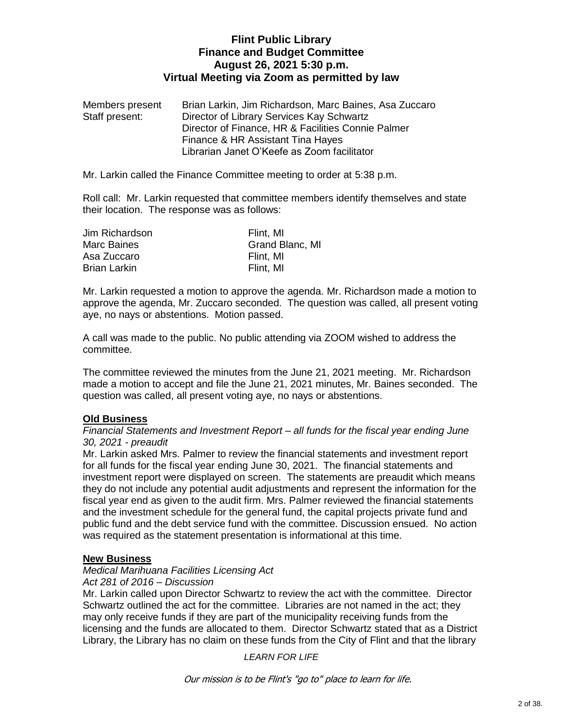# Flint Public Library
## Finance and Budget Committee
## August 26, 2021 5:30 p.m.
## Virtual Meeting via Zoom as permitted by law

| | |
|---|---|
| Members present | Brian Larkin, Jim Richardson, Marc Baines, Asa Zuccaro |
| Staff present: | Director of Library Services Kay Schwartz |
| | Director of Finance, HR & Facilities Connie Palmer |
| | Finance & HR Assistant Tina Hayes |
| | Librarian Janet O'Keefe as Zoom facilitator |

Mr. Larkin called the Finance Committee meeting to order at 5:38 p.m.

Roll call: Mr. Larkin requested that committee members identify themselves and state their location. The response was as follows:

| | |
|---|---|
| Jim Richardson | Flint, MI |
| Marc Baines | Grand Blanc, MI |
| Asa Zuccaro | Flint, MI |
| Brian Larkin | Flint, MI |

Mr. Larkin requested a motion to approve the agenda. Mr. Richardson made a motion to approve the agenda, Mr. Zuccaro seconded. The question was called, all present voting aye, no nays or abstentions. Motion passed.

A call was made to the public. No public attending via ZOOM wished to address the committee.

The committee reviewed the minutes from the June 21, 2021 meeting. Mr. Richardson made a motion to accept and file the June 21, 2021 minutes, Mr. Baines seconded. The question was called, all present voting aye, no nays or abstentions.

**Old Business**

*Financial Statements and Investment Report – all funds for the fiscal year ending June 30, 2021 - preaudit*

Mr. Larkin asked Mrs. Palmer to review the financial statements and investment report for all funds for the fiscal year ending June 30, 2021. The financial statements and investment report were displayed on screen. The statements are preaudit which means they do not include any potential audit adjustments and represent the information for the fiscal year end as given to the audit firm. Mrs. Palmer reviewed the financial statements and the investment schedule for the general fund, the capital projects private fund and public fund and the debt service fund with the committee. Discussion ensued. No action was required as the statement presentation is informational at this time.

**New Business**

*Medical Marihuana Facilities Licensing Act*
*Act 281 of 2016 – Discussion*

Mr. Larkin called upon Director Schwartz to review the act with the committee. Director Schwartz outlined the act for the committee. Libraries are not named in the act; they may only receive funds if they are part of the municipality receiving funds from the licensing and the funds are allocated to them. Director Schwartz stated that as a District Library, the Library has no claim on these funds from the City of Flint and that the library

*LEARN FOR LIFE*

*Our mission is to be Flint's "go to" place to learn for life.*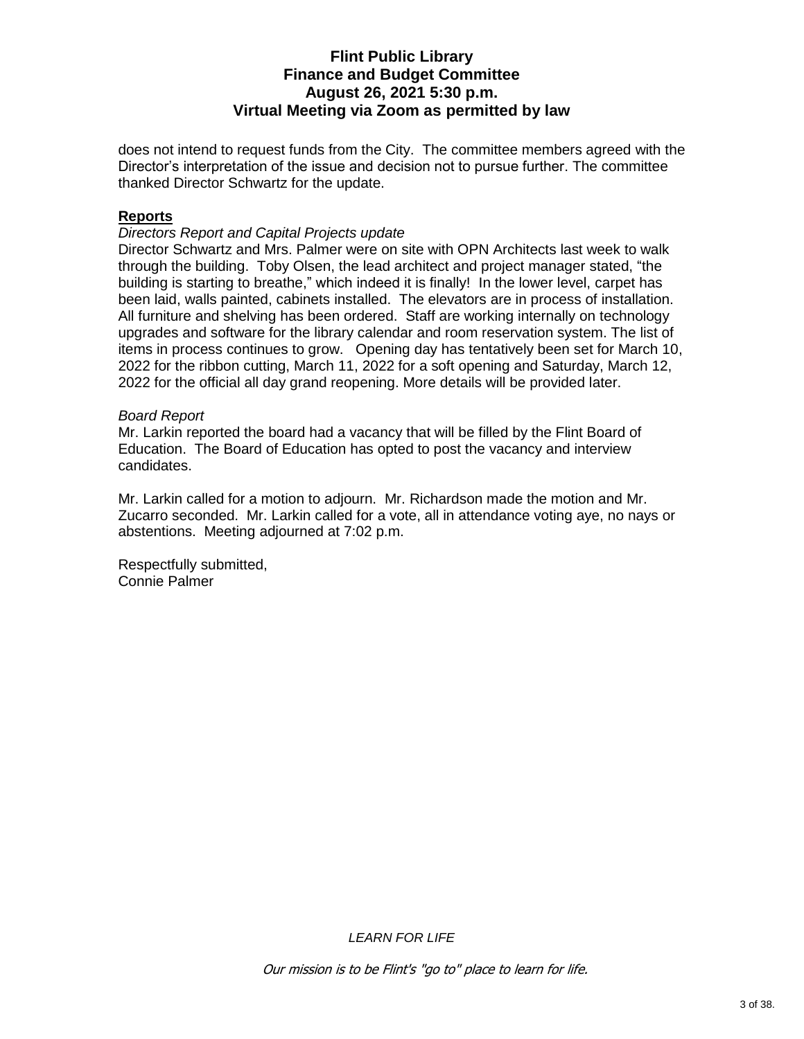does not intend to request funds from the City. The committee members agreed with the Director's interpretation of the issue and decision not to pursue further. The committee thanked Director Schwartz for the update.

## Reports

*Directors Report and Capital Projects update*

Director Schwartz and Mrs. Palmer were on site with OPN Architects last week to walk through the building. Toby Olsen, the lead architect and project manager stated, "the building is starting to breathe," which indeed it is finally! In the lower level, carpet has been laid, walls painted, cabinets installed. The elevators are in process of installation. All furniture and shelving has been ordered. Staff are working internally on technology upgrades and software for the library calendar and room reservation system. The list of items in process continues to grow. Opening day has tentatively been set for March 10, 2022 for the ribbon cutting, March 11, 2022 for a soft opening and Saturday, March 12, 2022 for the official all day grand reopening. More details will be provided later.

*Board Report*

Mr. Larkin reported the board had a vacancy that will be filled by the Flint Board of Education. The Board of Education has opted to post the vacancy and interview candidates.

Mr. Larkin called for a motion to adjourn. Mr. Richardson made the motion and Mr. Zucarro seconded. Mr. Larkin called for a vote, all in attendance voting aye, no nays or abstentions. Meeting adjourned at 7:02 p.m.

Respectfully submitted,
Connie Palmer

*LEARN FOR LIFE*

*Our mission is to be Flint's "go to" place to learn for life.*